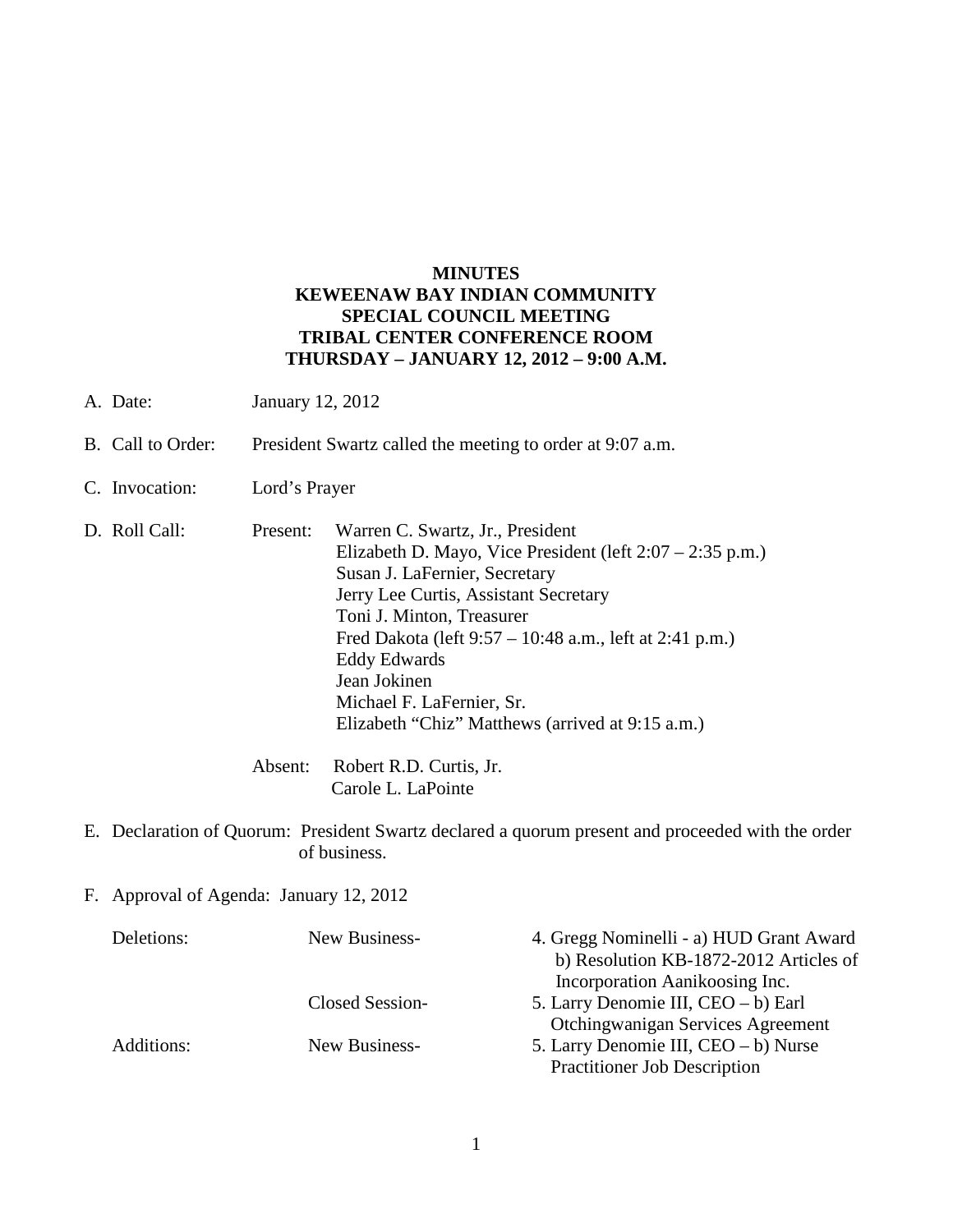**MINUTES**
**KEWEENAW BAY INDIAN COMMUNITY**
**SPECIAL COUNCIL MEETING**
**TRIBAL CENTER CONFERENCE ROOM**
**THURSDAY – JANUARY 12, 2012 – 9:00 A.M.**

A. Date: January 12, 2012

B. Call to Order: President Swartz called the meeting to order at 9:07 a.m.

C. Invocation: Lord's Prayer

D. Roll Call:

Present:
- Warren C. Swartz, Jr., President
- Elizabeth D. Mayo, Vice President (left 2:07 – 2:35 p.m.)
- Susan J. LaFernier, Secretary
- Jerry Lee Curtis, Assistant Secretary
- Toni J. Minton, Treasurer
- Fred Dakota (left 9:57 – 10:48 a.m., left at 2:41 p.m.)
- Eddy Edwards
- Jean Jokinen
- Michael F. LaFernier, Sr.
- Elizabeth "Chiz" Matthews (arrived at 9:15 a.m.)

Absent:
- Robert R.D. Curtis, Jr.
- Carole L. LaPointe

E. Declaration of Quorum: President Swartz declared a quorum present and proceeded with the order of business.

F. Approval of Agenda: January 12, 2012

| | | |
|---|---|---|
| Deletions: | New Business- | 4. Gregg Nominelli - a) HUD Grant Award b) Resolution KB-1872-2012 Articles of Incorporation Aanikoosing Inc. |
| | Closed Session- | 5. Larry Denomie III, CEO – b) Earl Otchingwanigan Services Agreement |
| Additions: | New Business- | 5. Larry Denomie III, CEO – b) Nurse Practitioner Job Description |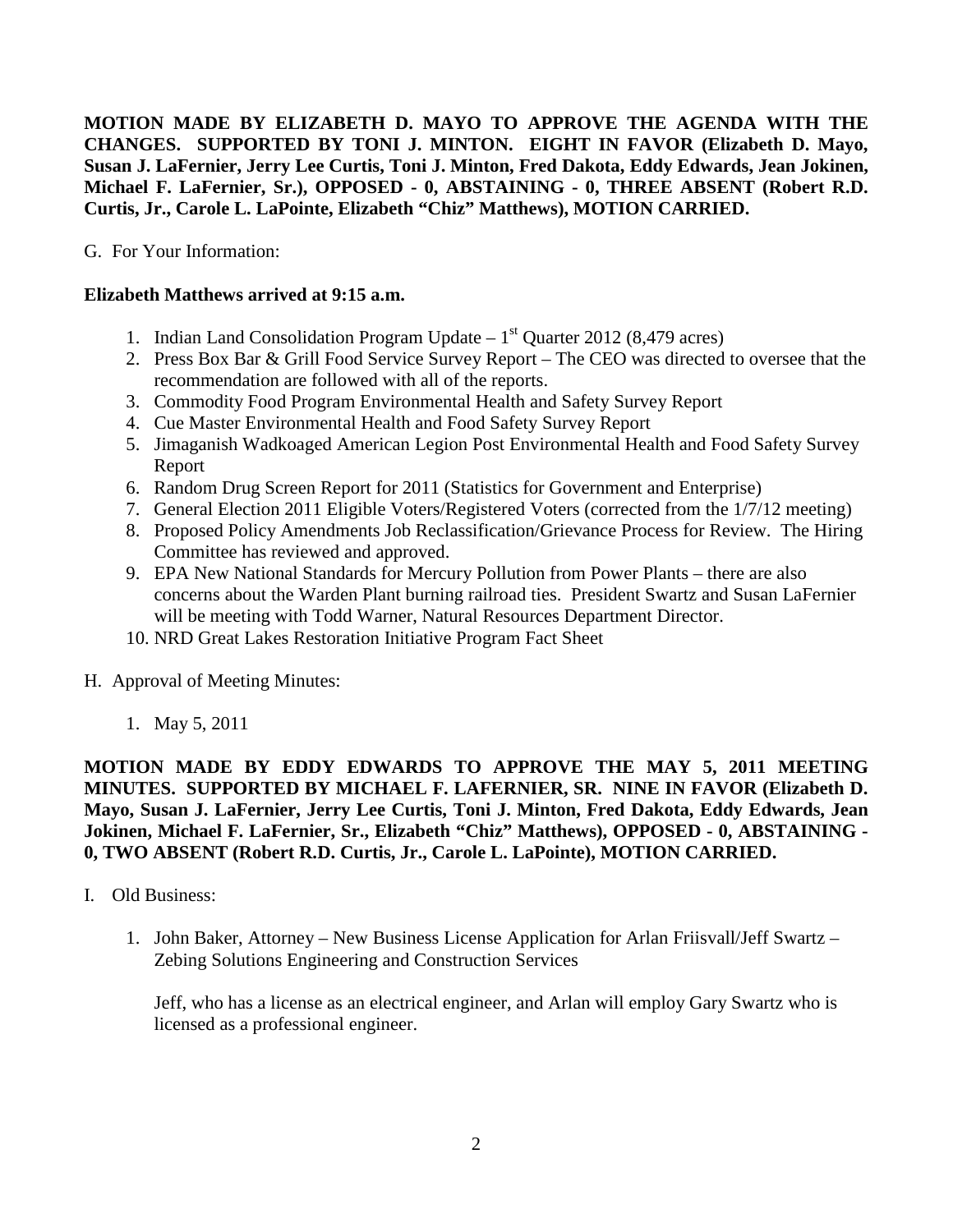**MOTION MADE BY ELIZABETH D. MAYO TO APPROVE THE AGENDA WITH THE CHANGES. SUPPORTED BY TONI J. MINTON. EIGHT IN FAVOR (Elizabeth D. Mayo, Susan J. LaFernier, Jerry Lee Curtis, Toni J. Minton, Fred Dakota, Eddy Edwards, Jean Jokinen, Michael F. LaFernier, Sr.), OPPOSED - 0, ABSTAINING - 0, THREE ABSENT (Robert R.D. Curtis, Jr., Carole L. LaPointe, Elizabeth "Chiz" Matthews), MOTION CARRIED.**

G. For Your Information:

**Elizabeth Matthews arrived at 9:15 a.m.**

1. Indian Land Consolidation Program Update – 1st Quarter 2012 (8,479 acres)
2. Press Box Bar & Grill Food Service Survey Report – The CEO was directed to oversee that the recommendation are followed with all of the reports.
3. Commodity Food Program Environmental Health and Safety Survey Report
4. Cue Master Environmental Health and Food Safety Survey Report
5. Jimaganish Wadkoaged American Legion Post Environmental Health and Food Safety Survey Report
6. Random Drug Screen Report for 2011 (Statistics for Government and Enterprise)
7. General Election 2011 Eligible Voters/Registered Voters (corrected from the 1/7/12 meeting)
8. Proposed Policy Amendments Job Reclassification/Grievance Process for Review. The Hiring Committee has reviewed and approved.
9. EPA New National Standards for Mercury Pollution from Power Plants – there are also concerns about the Warden Plant burning railroad ties. President Swartz and Susan LaFernier will be meeting with Todd Warner, Natural Resources Department Director.
10. NRD Great Lakes Restoration Initiative Program Fact Sheet

H. Approval of Meeting Minutes:

1. May 5, 2011

**MOTION MADE BY EDDY EDWARDS TO APPROVE THE MAY 5, 2011 MEETING MINUTES. SUPPORTED BY MICHAEL F. LAFERNIER, SR. NINE IN FAVOR (Elizabeth D. Mayo, Susan J. LaFernier, Jerry Lee Curtis, Toni J. Minton, Fred Dakota, Eddy Edwards, Jean Jokinen, Michael F. LaFernier, Sr., Elizabeth "Chiz" Matthews), OPPOSED - 0, ABSTAINING - 0, TWO ABSENT (Robert R.D. Curtis, Jr., Carole L. LaPointe), MOTION CARRIED.**

I. Old Business:

1. John Baker, Attorney – New Business License Application for Arlan Friisvall/Jeff Swartz – Zebing Solutions Engineering and Construction Services

   Jeff, who has a license as an electrical engineer, and Arlan will employ Gary Swartz who is licensed as a professional engineer.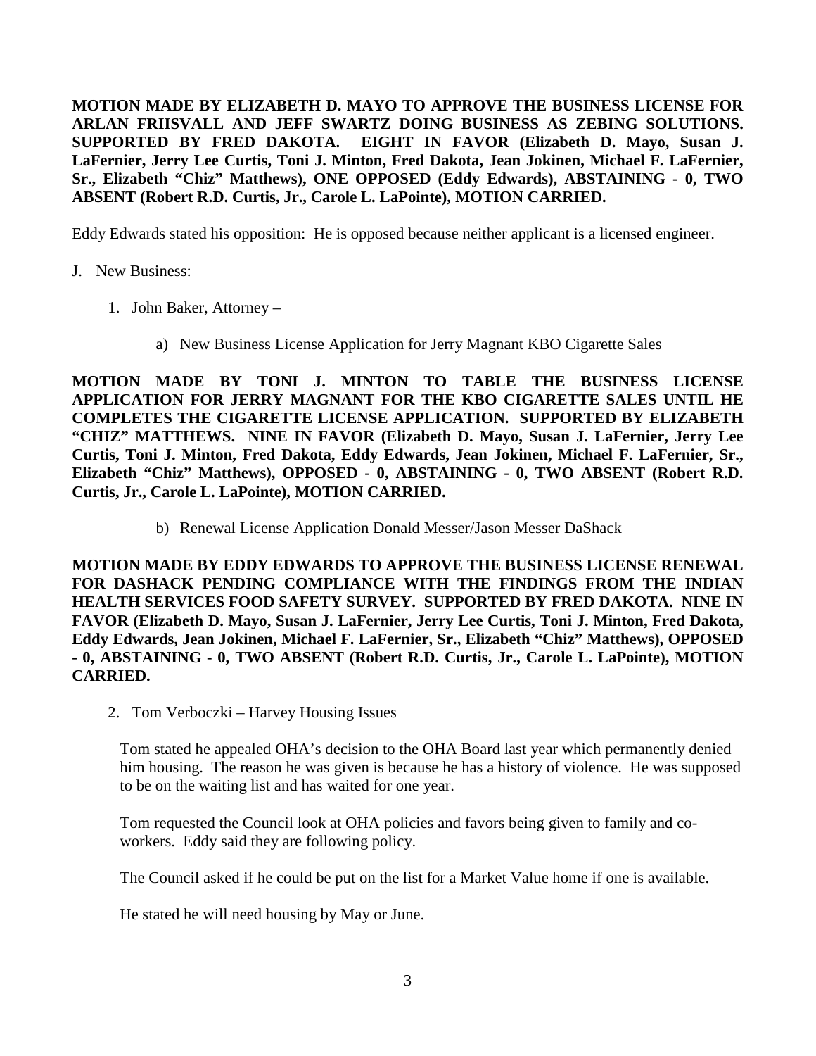**MOTION MADE BY ELIZABETH D. MAYO TO APPROVE THE BUSINESS LICENSE FOR ARLAN FRIISVALL AND JEFF SWARTZ DOING BUSINESS AS ZEBING SOLUTIONS. SUPPORTED BY FRED DAKOTA. EIGHT IN FAVOR (Elizabeth D. Mayo, Susan J. LaFernier, Jerry Lee Curtis, Toni J. Minton, Fred Dakota, Jean Jokinen, Michael F. LaFernier, Sr., Elizabeth "Chiz" Matthews), ONE OPPOSED (Eddy Edwards), ABSTAINING - 0, TWO ABSENT (Robert R.D. Curtis, Jr., Carole L. LaPointe), MOTION CARRIED.**

Eddy Edwards stated his opposition: He is opposed because neither applicant is a licensed engineer.

J. New Business:

1. John Baker, Attorney –

    a) New Business License Application for Jerry Magnant KBO Cigarette Sales

**MOTION MADE BY TONI J. MINTON TO TABLE THE BUSINESS LICENSE APPLICATION FOR JERRY MAGNANT FOR THE KBO CIGARETTE SALES UNTIL HE COMPLETES THE CIGARETTE LICENSE APPLICATION. SUPPORTED BY ELIZABETH "CHIZ" MATTHEWS. NINE IN FAVOR (Elizabeth D. Mayo, Susan J. LaFernier, Jerry Lee Curtis, Toni J. Minton, Fred Dakota, Eddy Edwards, Jean Jokinen, Michael F. LaFernier, Sr., Elizabeth "Chiz" Matthews), OPPOSED - 0, ABSTAINING - 0, TWO ABSENT (Robert R.D. Curtis, Jr., Carole L. LaPointe), MOTION CARRIED.**

    b) Renewal License Application Donald Messer/Jason Messer DaShack

**MOTION MADE BY EDDY EDWARDS TO APPROVE THE BUSINESS LICENSE RENEWAL FOR DASHACK PENDING COMPLIANCE WITH THE FINDINGS FROM THE INDIAN HEALTH SERVICES FOOD SAFETY SURVEY. SUPPORTED BY FRED DAKOTA. NINE IN FAVOR (Elizabeth D. Mayo, Susan J. LaFernier, Jerry Lee Curtis, Toni J. Minton, Fred Dakota, Eddy Edwards, Jean Jokinen, Michael F. LaFernier, Sr., Elizabeth "Chiz" Matthews), OPPOSED - 0, ABSTAINING - 0, TWO ABSENT (Robert R.D. Curtis, Jr., Carole L. LaPointe), MOTION CARRIED.**

2. Tom Verboczki – Harvey Housing Issues

    Tom stated he appealed OHA's decision to the OHA Board last year which permanently denied him housing. The reason he was given is because he has a history of violence. He was supposed to be on the waiting list and has waited for one year.

    Tom requested the Council look at OHA policies and favors being given to family and co-workers. Eddy said they are following policy.

    The Council asked if he could be put on the list for a Market Value home if one is available.

    He stated he will need housing by May or June.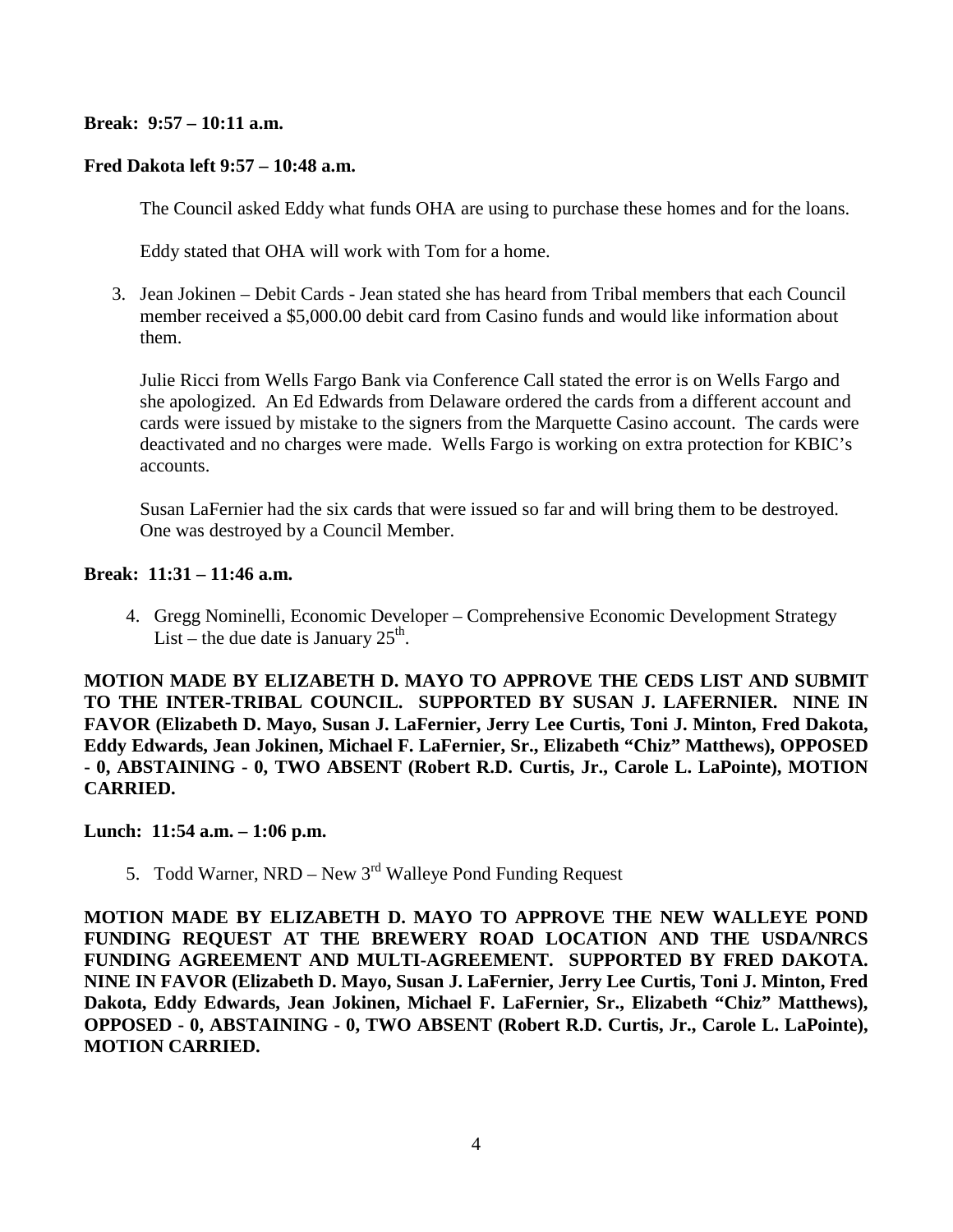**Break: 9:57 – 10:11 a.m.**

**Fred Dakota left 9:57 – 10:48 a.m.**

The Council asked Eddy what funds OHA are using to purchase these homes and for the loans.

Eddy stated that OHA will work with Tom for a home.

3. Jean Jokinen – Debit Cards - Jean stated she has heard from Tribal members that each Council member received a $5,000.00 debit card from Casino funds and would like information about them.

   Julie Ricci from Wells Fargo Bank via Conference Call stated the error is on Wells Fargo and she apologized. An Ed Edwards from Delaware ordered the cards from a different account and cards were issued by mistake to the signers from the Marquette Casino account. The cards were deactivated and no charges were made. Wells Fargo is working on extra protection for KBIC's accounts.

   Susan LaFernier had the six cards that were issued so far and will bring them to be destroyed. One was destroyed by a Council Member.

**Break: 11:31 – 11:46 a.m.**

4. Gregg Nominelli, Economic Developer – Comprehensive Economic Development Strategy List – the due date is January 25th.

**MOTION MADE BY ELIZABETH D. MAYO TO APPROVE THE CEDS LIST AND SUBMIT TO THE INTER-TRIBAL COUNCIL. SUPPORTED BY SUSAN J. LAFERNIER. NINE IN FAVOR (Elizabeth D. Mayo, Susan J. LaFernier, Jerry Lee Curtis, Toni J. Minton, Fred Dakota, Eddy Edwards, Jean Jokinen, Michael F. LaFernier, Sr., Elizabeth "Chiz" Matthews), OPPOSED - 0, ABSTAINING - 0, TWO ABSENT (Robert R.D. Curtis, Jr., Carole L. LaPointe), MOTION CARRIED.**

**Lunch: 11:54 a.m. – 1:06 p.m.**

5. Todd Warner, NRD – New 3rd Walleye Pond Funding Request

**MOTION MADE BY ELIZABETH D. MAYO TO APPROVE THE NEW WALLEYE POND FUNDING REQUEST AT THE BREWERY ROAD LOCATION AND THE USDA/NRCS FUNDING AGREEMENT AND MULTI-AGREEMENT. SUPPORTED BY FRED DAKOTA. NINE IN FAVOR (Elizabeth D. Mayo, Susan J. LaFernier, Jerry Lee Curtis, Toni J. Minton, Fred Dakota, Eddy Edwards, Jean Jokinen, Michael F. LaFernier, Sr., Elizabeth "Chiz" Matthews), OPPOSED - 0, ABSTAINING - 0, TWO ABSENT (Robert R.D. Curtis, Jr., Carole L. LaPointe), MOTION CARRIED.**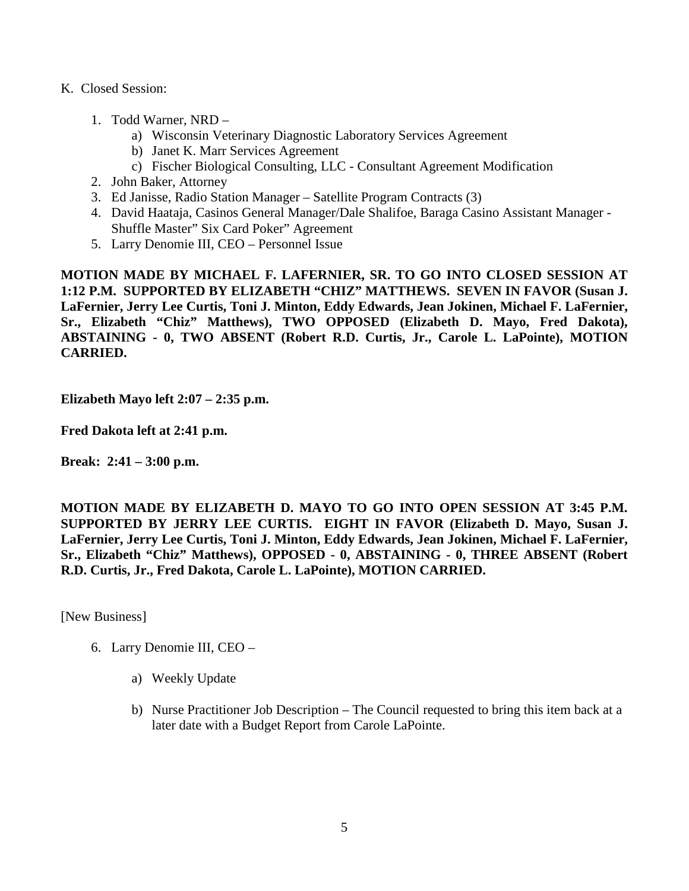K. Closed Session:

1. Todd Warner, NRD –
   a) Wisconsin Veterinary Diagnostic Laboratory Services Agreement
   b) Janet K. Marr Services Agreement
   c) Fischer Biological Consulting, LLC - Consultant Agreement Modification
2. John Baker, Attorney
3. Ed Janisse, Radio Station Manager – Satellite Program Contracts (3)
4. David Haataja, Casinos General Manager/Dale Shalifoe, Baraga Casino Assistant Manager - Shuffle Master" Six Card Poker" Agreement
5. Larry Denomie III, CEO – Personnel Issue

**MOTION MADE BY MICHAEL F. LAFERNIER, SR. TO GO INTO CLOSED SESSION AT 1:12 P.M. SUPPORTED BY ELIZABETH "CHIZ" MATTHEWS. SEVEN IN FAVOR (Susan J. LaFernier, Jerry Lee Curtis, Toni J. Minton, Eddy Edwards, Jean Jokinen, Michael F. LaFernier, Sr., Elizabeth "Chiz" Matthews), TWO OPPOSED (Elizabeth D. Mayo, Fred Dakota), ABSTAINING - 0, TWO ABSENT (Robert R.D. Curtis, Jr., Carole L. LaPointe), MOTION CARRIED.**

**Elizabeth Mayo left 2:07 – 2:35 p.m.**

**Fred Dakota left at 2:41 p.m.**

**Break: 2:41 – 3:00 p.m.**

**MOTION MADE BY ELIZABETH D. MAYO TO GO INTO OPEN SESSION AT 3:45 P.M. SUPPORTED BY JERRY LEE CURTIS. EIGHT IN FAVOR (Elizabeth D. Mayo, Susan J. LaFernier, Jerry Lee Curtis, Toni J. Minton, Eddy Edwards, Jean Jokinen, Michael F. LaFernier, Sr., Elizabeth "Chiz" Matthews), OPPOSED - 0, ABSTAINING - 0, THREE ABSENT (Robert R.D. Curtis, Jr., Fred Dakota, Carole L. LaPointe), MOTION CARRIED.**

[New Business]

6. Larry Denomie III, CEO –

   a) Weekly Update

   b) Nurse Practitioner Job Description – The Council requested to bring this item back at a later date with a Budget Report from Carole LaPointe.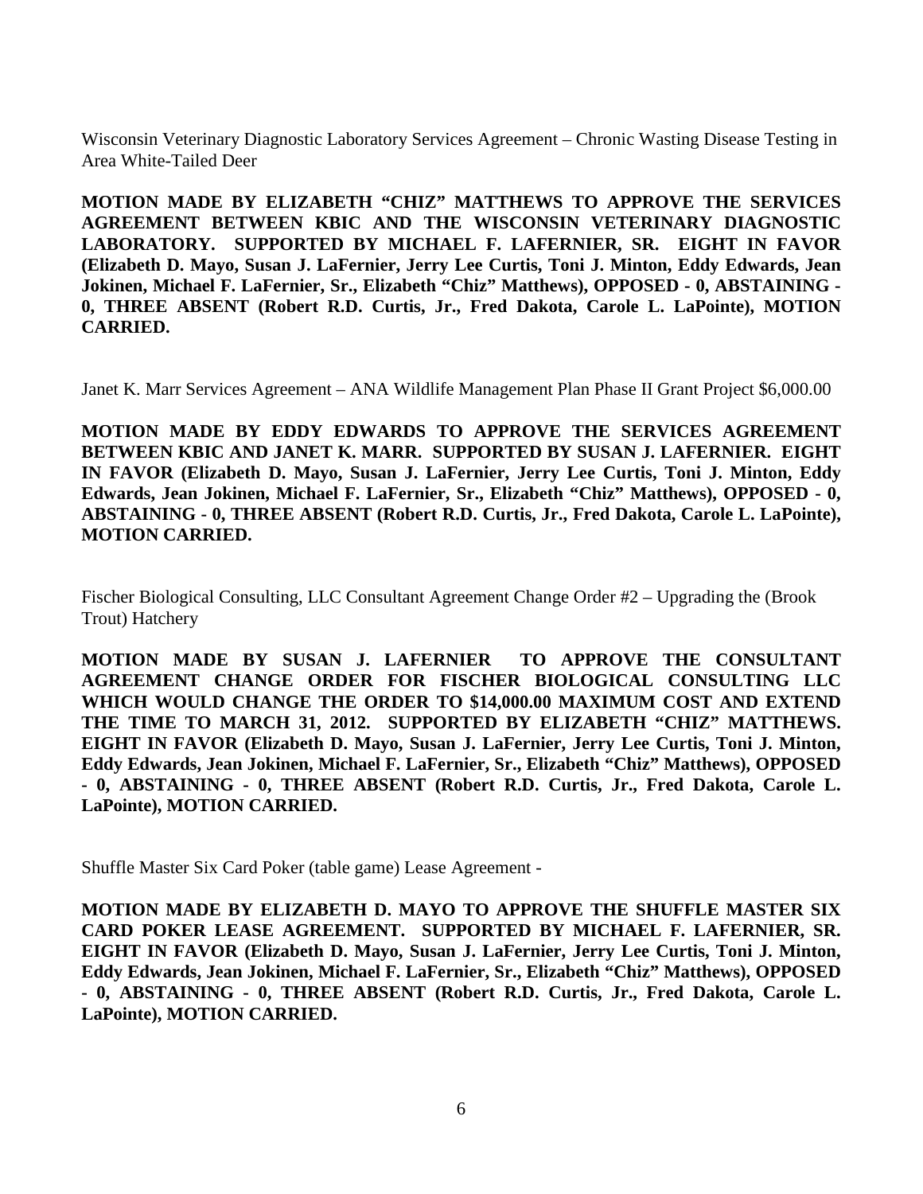Wisconsin Veterinary Diagnostic Laboratory Services Agreement – Chronic Wasting Disease Testing in Area White-Tailed Deer

**MOTION MADE BY ELIZABETH "CHIZ" MATTHEWS TO APPROVE THE SERVICES AGREEMENT BETWEEN KBIC AND THE WISCONSIN VETERINARY DIAGNOSTIC LABORATORY. SUPPORTED BY MICHAEL F. LAFERNIER, SR. EIGHT IN FAVOR (Elizabeth D. Mayo, Susan J. LaFernier, Jerry Lee Curtis, Toni J. Minton, Eddy Edwards, Jean Jokinen, Michael F. LaFernier, Sr., Elizabeth "Chiz" Matthews), OPPOSED - 0, ABSTAINING - 0, THREE ABSENT (Robert R.D. Curtis, Jr., Fred Dakota, Carole L. LaPointe), MOTION CARRIED.**

Janet K. Marr Services Agreement – ANA Wildlife Management Plan Phase II Grant Project $6,000.00

**MOTION MADE BY EDDY EDWARDS TO APPROVE THE SERVICES AGREEMENT BETWEEN KBIC AND JANET K. MARR. SUPPORTED BY SUSAN J. LAFERNIER. EIGHT IN FAVOR (Elizabeth D. Mayo, Susan J. LaFernier, Jerry Lee Curtis, Toni J. Minton, Eddy Edwards, Jean Jokinen, Michael F. LaFernier, Sr., Elizabeth "Chiz" Matthews), OPPOSED - 0, ABSTAINING - 0, THREE ABSENT (Robert R.D. Curtis, Jr., Fred Dakota, Carole L. LaPointe), MOTION CARRIED.**

Fischer Biological Consulting, LLC Consultant Agreement Change Order #2 – Upgrading the (Brook Trout) Hatchery

**MOTION MADE BY SUSAN J. LAFERNIER TO APPROVE THE CONSULTANT AGREEMENT CHANGE ORDER FOR FISCHER BIOLOGICAL CONSULTING LLC WHICH WOULD CHANGE THE ORDER TO $14,000.00 MAXIMUM COST AND EXTEND THE TIME TO MARCH 31, 2012. SUPPORTED BY ELIZABETH "CHIZ" MATTHEWS. EIGHT IN FAVOR (Elizabeth D. Mayo, Susan J. LaFernier, Jerry Lee Curtis, Toni J. Minton, Eddy Edwards, Jean Jokinen, Michael F. LaFernier, Sr., Elizabeth "Chiz" Matthews), OPPOSED - 0, ABSTAINING - 0, THREE ABSENT (Robert R.D. Curtis, Jr., Fred Dakota, Carole L. LaPointe), MOTION CARRIED.**

Shuffle Master Six Card Poker (table game) Lease Agreement -

**MOTION MADE BY ELIZABETH D. MAYO TO APPROVE THE SHUFFLE MASTER SIX CARD POKER LEASE AGREEMENT. SUPPORTED BY MICHAEL F. LAFERNIER, SR. EIGHT IN FAVOR (Elizabeth D. Mayo, Susan J. LaFernier, Jerry Lee Curtis, Toni J. Minton, Eddy Edwards, Jean Jokinen, Michael F. LaFernier, Sr., Elizabeth "Chiz" Matthews), OPPOSED - 0, ABSTAINING - 0, THREE ABSENT (Robert R.D. Curtis, Jr., Fred Dakota, Carole L. LaPointe), MOTION CARRIED.**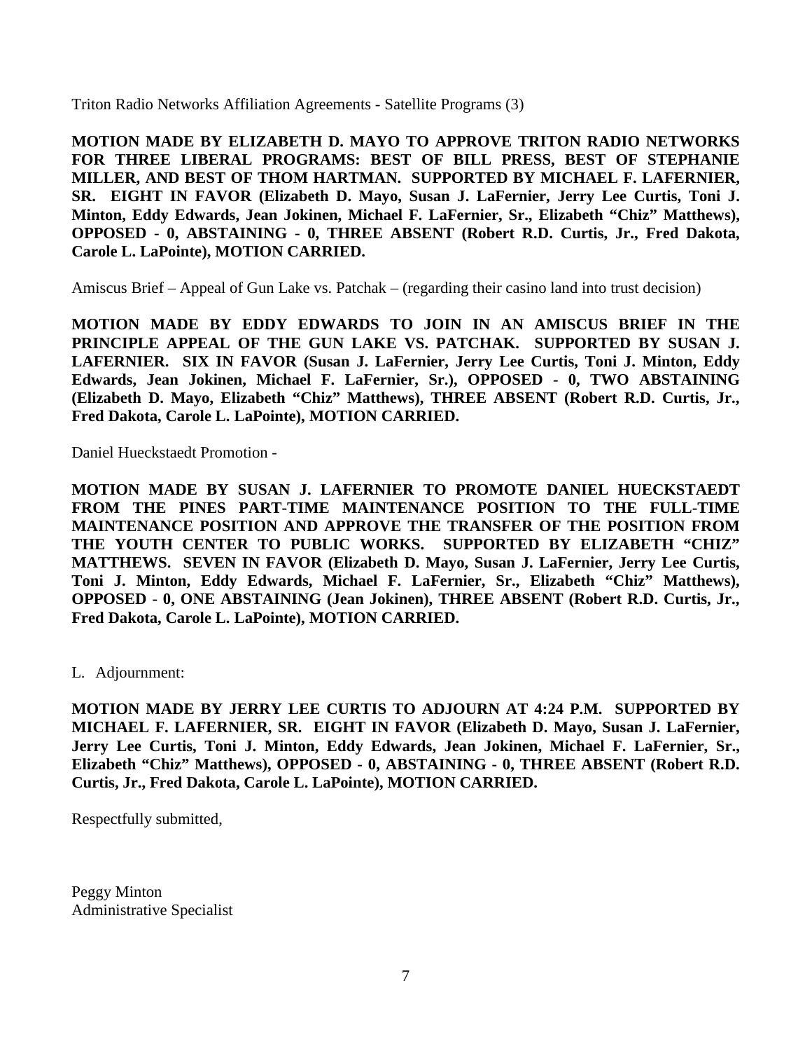Triton Radio Networks Affiliation Agreements - Satellite Programs (3)

**MOTION MADE BY ELIZABETH D. MAYO TO APPROVE TRITON RADIO NETWORKS FOR THREE LIBERAL PROGRAMS: BEST OF BILL PRESS, BEST OF STEPHANIE MILLER, AND BEST OF THOM HARTMAN. SUPPORTED BY MICHAEL F. LAFERNIER, SR. EIGHT IN FAVOR (Elizabeth D. Mayo, Susan J. LaFernier, Jerry Lee Curtis, Toni J. Minton, Eddy Edwards, Jean Jokinen, Michael F. LaFernier, Sr., Elizabeth "Chiz" Matthews), OPPOSED - 0, ABSTAINING - 0, THREE ABSENT (Robert R.D. Curtis, Jr., Fred Dakota, Carole L. LaPointe), MOTION CARRIED.**

Amiscus Brief – Appeal of Gun Lake vs. Patchak – (regarding their casino land into trust decision)

**MOTION MADE BY EDDY EDWARDS TO JOIN IN AN AMISCUS BRIEF IN THE PRINCIPLE APPEAL OF THE GUN LAKE VS. PATCHAK. SUPPORTED BY SUSAN J. LAFERNIER. SIX IN FAVOR (Susan J. LaFernier, Jerry Lee Curtis, Toni J. Minton, Eddy Edwards, Jean Jokinen, Michael F. LaFernier, Sr.), OPPOSED - 0, TWO ABSTAINING (Elizabeth D. Mayo, Elizabeth "Chiz" Matthews), THREE ABSENT (Robert R.D. Curtis, Jr., Fred Dakota, Carole L. LaPointe), MOTION CARRIED.**

Daniel Hueckstaedt Promotion -

**MOTION MADE BY SUSAN J. LAFERNIER TO PROMOTE DANIEL HUECKSTAEDT FROM THE PINES PART-TIME MAINTENANCE POSITION TO THE FULL-TIME MAINTENANCE POSITION AND APPROVE THE TRANSFER OF THE POSITION FROM THE YOUTH CENTER TO PUBLIC WORKS. SUPPORTED BY ELIZABETH "CHIZ" MATTHEWS. SEVEN IN FAVOR (Elizabeth D. Mayo, Susan J. LaFernier, Jerry Lee Curtis, Toni J. Minton, Eddy Edwards, Michael F. LaFernier, Sr., Elizabeth "Chiz" Matthews), OPPOSED - 0, ONE ABSTAINING (Jean Jokinen), THREE ABSENT (Robert R.D. Curtis, Jr., Fred Dakota, Carole L. LaPointe), MOTION CARRIED.**

L. Adjournment:

**MOTION MADE BY JERRY LEE CURTIS TO ADJOURN AT 4:24 P.M. SUPPORTED BY MICHAEL F. LAFERNIER, SR. EIGHT IN FAVOR (Elizabeth D. Mayo, Susan J. LaFernier, Jerry Lee Curtis, Toni J. Minton, Eddy Edwards, Jean Jokinen, Michael F. LaFernier, Sr., Elizabeth "Chiz" Matthews), OPPOSED - 0, ABSTAINING - 0, THREE ABSENT (Robert R.D. Curtis, Jr., Fred Dakota, Carole L. LaPointe), MOTION CARRIED.**

Respectfully submitted,

Peggy Minton
Administrative Specialist